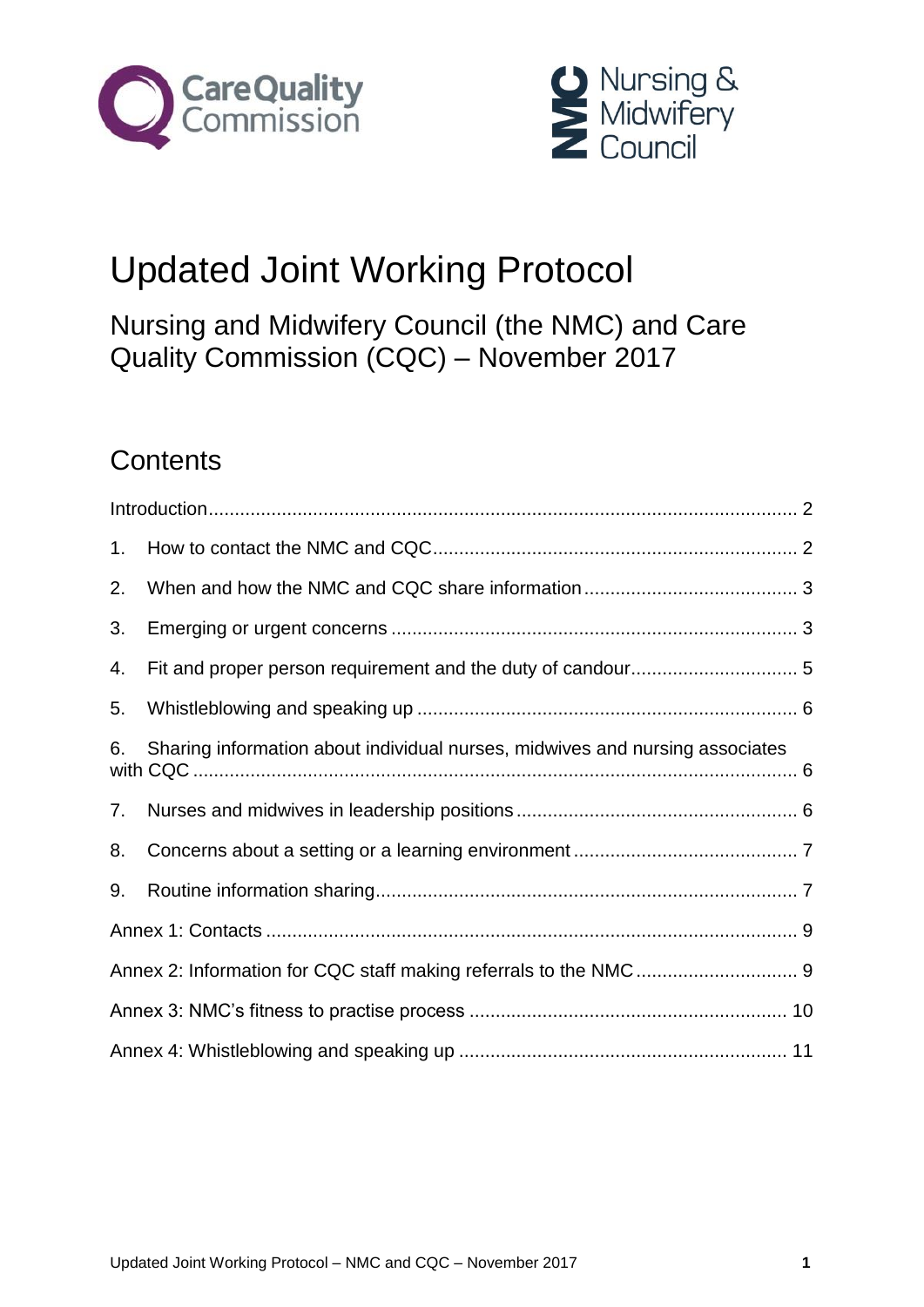Care Quality Commission

Nursing & Midwifery Council

# Updated Joint Working Protocol

## Nursing and Midwifery Council (the NMC) and Care Quality Commission (CQC) – November 2017

## Contents

Introduction ........ 2

1. How to contact the NMC and CQC ........ 2
2. When and how the NMC and CQC share information ........ 3
3. Emerging or urgent concerns ........ 3
4. Fit and proper person requirement and the duty of candour ........ 5
5. Whistleblowing and speaking up ........ 6
6. Sharing information about individual nurses, midwives and nursing associates with CQC ........ 6
7. Nurses and midwives in leadership positions ........ 6
8. Concerns about a setting or a learning environment ........ 7
9. Routine information sharing ........ 7

Annex 1: Contacts ........ 9

Annex 2: Information for CQC staff making referrals to the NMC ........ 9

Annex 3: NMC's fitness to practise process ........ 10

Annex 4: Whistleblowing and speaking up ........ 11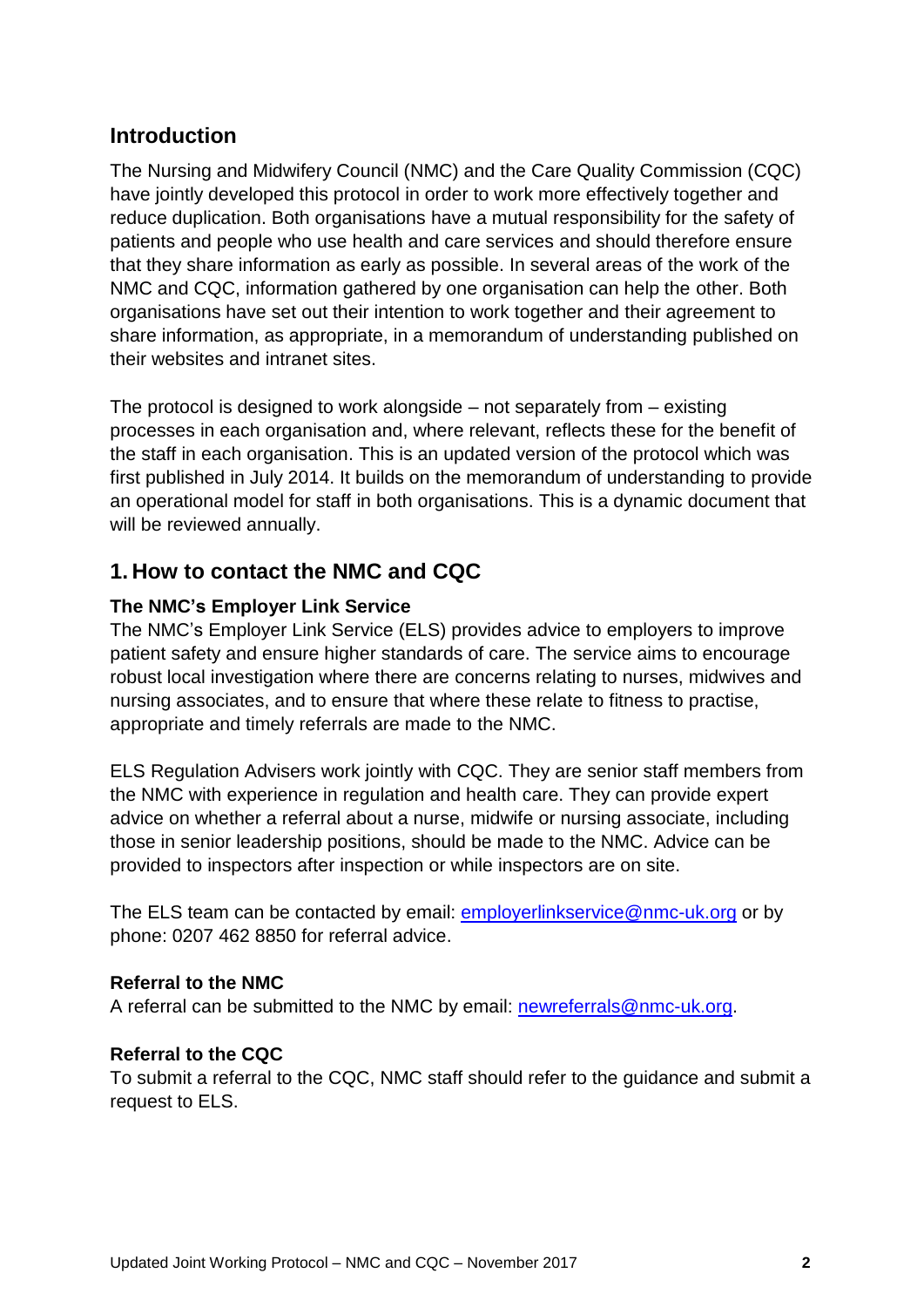## Introduction

The Nursing and Midwifery Council (NMC) and the Care Quality Commission (CQC) have jointly developed this protocol in order to work more effectively together and reduce duplication. Both organisations have a mutual responsibility for the safety of patients and people who use health and care services and should therefore ensure that they share information as early as possible. In several areas of the work of the NMC and CQC, information gathered by one organisation can help the other. Both organisations have set out their intention to work together and their agreement to share information, as appropriate, in a memorandum of understanding published on their websites and intranet sites.

The protocol is designed to work alongside – not separately from – existing processes in each organisation and, where relevant, reflects these for the benefit of the staff in each organisation. This is an updated version of the protocol which was first published in July 2014. It builds on the memorandum of understanding to provide an operational model for staff in both organisations. This is a dynamic document that will be reviewed annually.

## 1. How to contact the NMC and CQC

### The NMC's Employer Link Service

The NMC's Employer Link Service (ELS) provides advice to employers to improve patient safety and ensure higher standards of care. The service aims to encourage robust local investigation where there are concerns relating to nurses, midwives and nursing associates, and to ensure that where these relate to fitness to practise, appropriate and timely referrals are made to the NMC.

ELS Regulation Advisers work jointly with CQC. They are senior staff members from the NMC with experience in regulation and health care. They can provide expert advice on whether a referral about a nurse, midwife or nursing associate, including those in senior leadership positions, should be made to the NMC. Advice can be provided to inspectors after inspection or while inspectors are on site.

The ELS team can be contacted by email: employerlinkservice@nmc-uk.org or by phone: 0207 462 8850 for referral advice.

### Referral to the NMC

A referral can be submitted to the NMC by email: newreferrals@nmc-uk.org.

### Referral to the CQC

To submit a referral to the CQC, NMC staff should refer to the guidance and submit a request to ELS.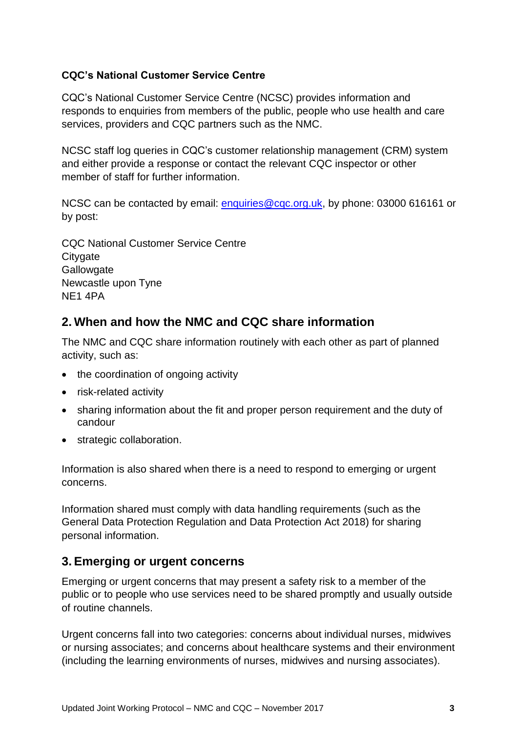**CQC's National Customer Service Centre**

CQC's National Customer Service Centre (NCSC) provides information and responds to enquiries from members of the public, people who use health and care services, providers and CQC partners such as the NMC.

NCSC staff log queries in CQC's customer relationship management (CRM) system and either provide a response or contact the relevant CQC inspector or other member of staff for further information.

NCSC can be contacted by email: enquiries@cqc.org.uk, by phone: 03000 616161 or by post:

CQC National Customer Service Centre
Citygate
Gallowgate
Newcastle upon Tyne
NE1 4PA

## 2. When and how the NMC and CQC share information

The NMC and CQC share information routinely with each other as part of planned activity, such as:

- the coordination of ongoing activity
- risk-related activity
- sharing information about the fit and proper person requirement and the duty of candour
- strategic collaboration.

Information is also shared when there is a need to respond to emerging or urgent concerns.

Information shared must comply with data handling requirements (such as the General Data Protection Regulation and Data Protection Act 2018) for sharing personal information.

## 3. Emerging or urgent concerns

Emerging or urgent concerns that may present a safety risk to a member of the public or to people who use services need to be shared promptly and usually outside of routine channels.

Urgent concerns fall into two categories: concerns about individual nurses, midwives or nursing associates; and concerns about healthcare systems and their environment (including the learning environments of nurses, midwives and nursing associates).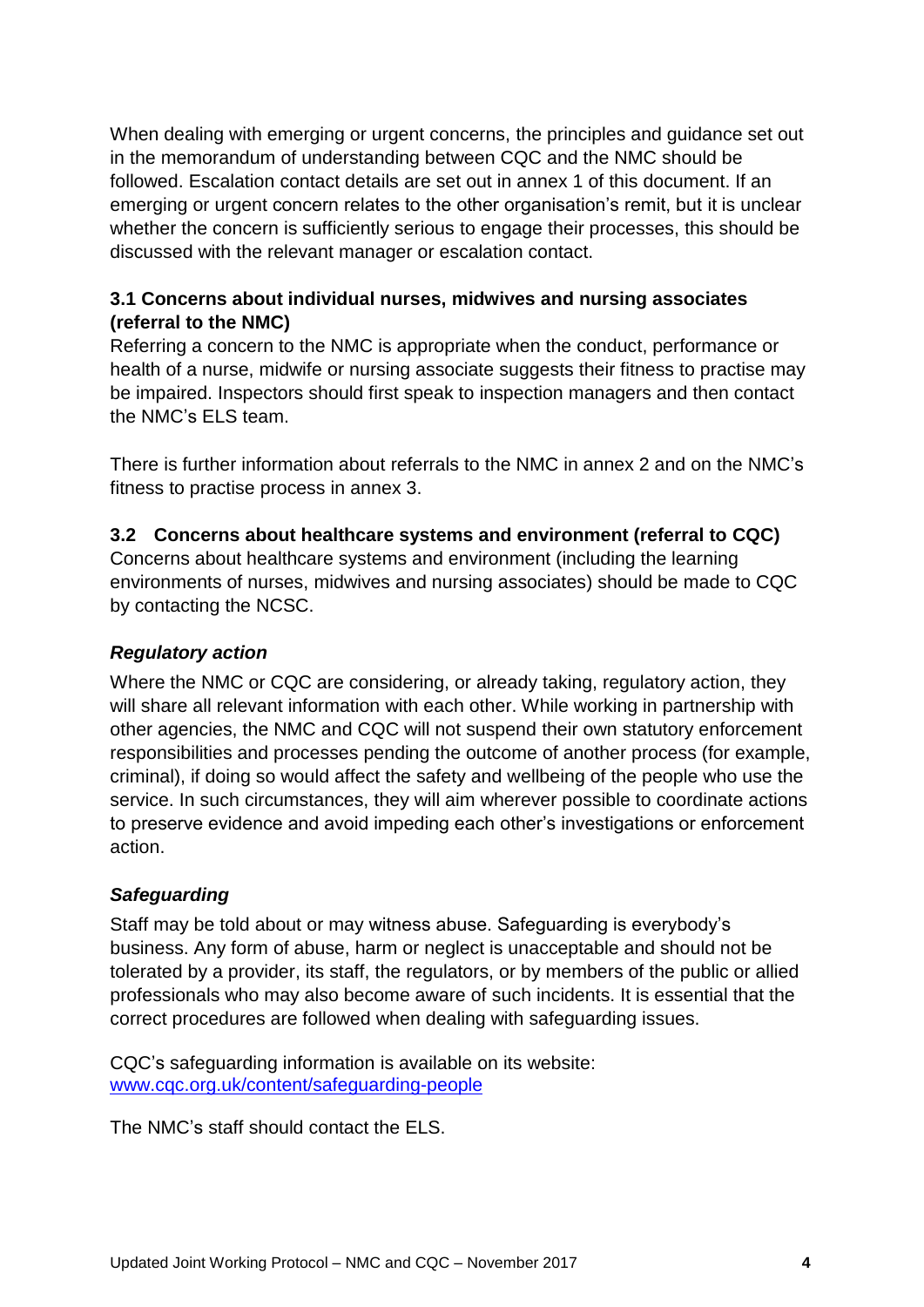When dealing with emerging or urgent concerns, the principles and guidance set out in the memorandum of understanding between CQC and the NMC should be followed. Escalation contact details are set out in annex 1 of this document. If an emerging or urgent concern relates to the other organisation's remit, but it is unclear whether the concern is sufficiently serious to engage their processes, this should be discussed with the relevant manager or escalation contact.

### 3.1 Concerns about individual nurses, midwives and nursing associates (referral to the NMC)

Referring a concern to the NMC is appropriate when the conduct, performance or health of a nurse, midwife or nursing associate suggests their fitness to practise may be impaired. Inspectors should first speak to inspection managers and then contact the NMC's ELS team.

There is further information about referrals to the NMC in annex 2 and on the NMC's fitness to practise process in annex 3.

### 3.2 Concerns about healthcare systems and environment (referral to CQC)

Concerns about healthcare systems and environment (including the learning environments of nurses, midwives and nursing associates) should be made to CQC by contacting the NCSC.

#### *Regulatory action*

Where the NMC or CQC are considering, or already taking, regulatory action, they will share all relevant information with each other. While working in partnership with other agencies, the NMC and CQC will not suspend their own statutory enforcement responsibilities and processes pending the outcome of another process (for example, criminal), if doing so would affect the safety and wellbeing of the people who use the service. In such circumstances, they will aim wherever possible to coordinate actions to preserve evidence and avoid impeding each other's investigations or enforcement action.

#### *Safeguarding*

Staff may be told about or may witness abuse. Safeguarding is everybody's business. Any form of abuse, harm or neglect is unacceptable and should not be tolerated by a provider, its staff, the regulators, or by members of the public or allied professionals who may also become aware of such incidents. It is essential that the correct procedures are followed when dealing with safeguarding issues.

CQC's safeguarding information is available on its website: [www.cqc.org.uk/content/safeguarding-people](http://www.cqc.org.uk/content/safeguarding-people)

The NMC's staff should contact the ELS.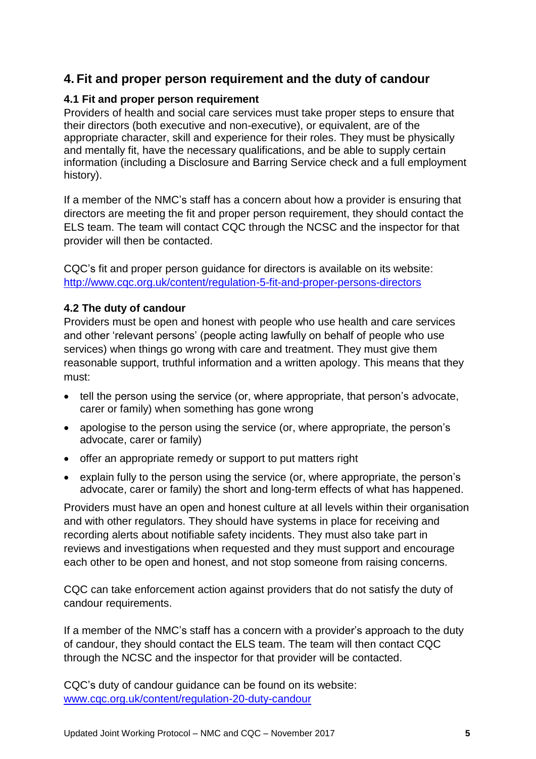## 4. Fit and proper person requirement and the duty of candour

### 4.1 Fit and proper person requirement

Providers of health and social care services must take proper steps to ensure that their directors (both executive and non-executive), or equivalent, are of the appropriate character, skill and experience for their roles. They must be physically and mentally fit, have the necessary qualifications, and be able to supply certain information (including a Disclosure and Barring Service check and a full employment history).

If a member of the NMC's staff has a concern about how a provider is ensuring that directors are meeting the fit and proper person requirement, they should contact the ELS team. The team will contact CQC through the NCSC and the inspector for that provider will then be contacted.

CQC's fit and proper person guidance for directors is available on its website: [http://www.cqc.org.uk/content/regulation-5-fit-and-proper-persons-directors](http://www.cqc.org.uk/content/regulation-5-fit-and-proper-persons-directors)

### 4.2 The duty of candour

Providers must be open and honest with people who use health and care services and other 'relevant persons' (people acting lawfully on behalf of people who use services) when things go wrong with care and treatment. They must give them reasonable support, truthful information and a written apology. This means that they must:

- tell the person using the service (or, where appropriate, that person's advocate, carer or family) when something has gone wrong
- apologise to the person using the service (or, where appropriate, the person's advocate, carer or family)
- offer an appropriate remedy or support to put matters right
- explain fully to the person using the service (or, where appropriate, the person's advocate, carer or family) the short and long-term effects of what has happened.

Providers must have an open and honest culture at all levels within their organisation and with other regulators. They should have systems in place for receiving and recording alerts about notifiable safety incidents. They must also take part in reviews and investigations when requested and they must support and encourage each other to be open and honest, and not stop someone from raising concerns.

CQC can take enforcement action against providers that do not satisfy the duty of candour requirements.

If a member of the NMC's staff has a concern with a provider's approach to the duty of candour, they should contact the ELS team. The team will then contact CQC through the NCSC and the inspector for that provider will be contacted.

CQC's duty of candour guidance can be found on its website: [www.cqc.org.uk/content/regulation-20-duty-candour](http://www.cqc.org.uk/content/regulation-20-duty-candour)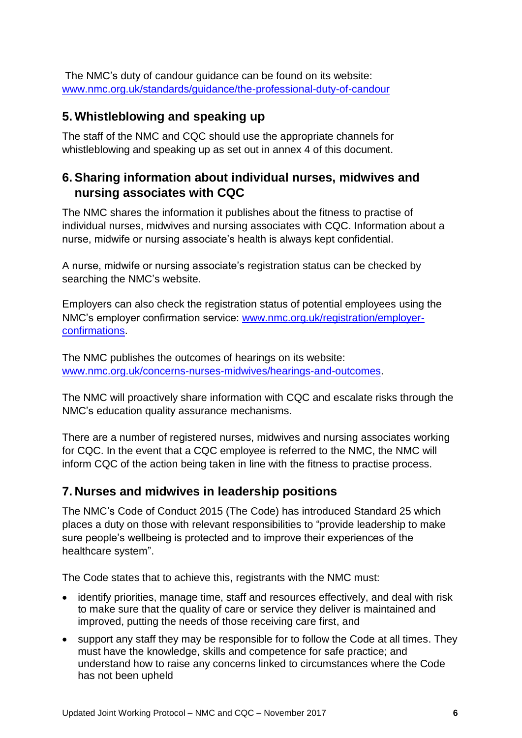The NMC's duty of candour guidance can be found on its website: [www.nmc.org.uk/standards/guidance/the-professional-duty-of-candour](www.nmc.org.uk/standards/guidance/the-professional-duty-of-candour)

## 5. Whistleblowing and speaking up

The staff of the NMC and CQC should use the appropriate channels for whistleblowing and speaking up as set out in annex 4 of this document.

## 6. Sharing information about individual nurses, midwives and nursing associates with CQC

The NMC shares the information it publishes about the fitness to practise of individual nurses, midwives and nursing associates with CQC. Information about a nurse, midwife or nursing associate's health is always kept confidential.

A nurse, midwife or nursing associate's registration status can be checked by searching the NMC's website.

Employers can also check the registration status of potential employees using the NMC's employer confirmation service: [www.nmc.org.uk/registration/employer-confirmations](www.nmc.org.uk/registration/employer-confirmations).

The NMC publishes the outcomes of hearings on its website: [www.nmc.org.uk/concerns-nurses-midwives/hearings-and-outcomes](www.nmc.org.uk/concerns-nurses-midwives/hearings-and-outcomes).

The NMC will proactively share information with CQC and escalate risks through the NMC's education quality assurance mechanisms.

There are a number of registered nurses, midwives and nursing associates working for CQC. In the event that a CQC employee is referred to the NMC, the NMC will inform CQC of the action being taken in line with the fitness to practise process.

## 7. Nurses and midwives in leadership positions

The NMC's Code of Conduct 2015 (The Code) has introduced Standard 25 which places a duty on those with relevant responsibilities to "provide leadership to make sure people's wellbeing is protected and to improve their experiences of the healthcare system".

The Code states that to achieve this, registrants with the NMC must:

- identify priorities, manage time, staff and resources effectively, and deal with risk to make sure that the quality of care or service they deliver is maintained and improved, putting the needs of those receiving care first, and
- support any staff they may be responsible for to follow the Code at all times. They must have the knowledge, skills and competence for safe practice; and understand how to raise any concerns linked to circumstances where the Code has not been upheld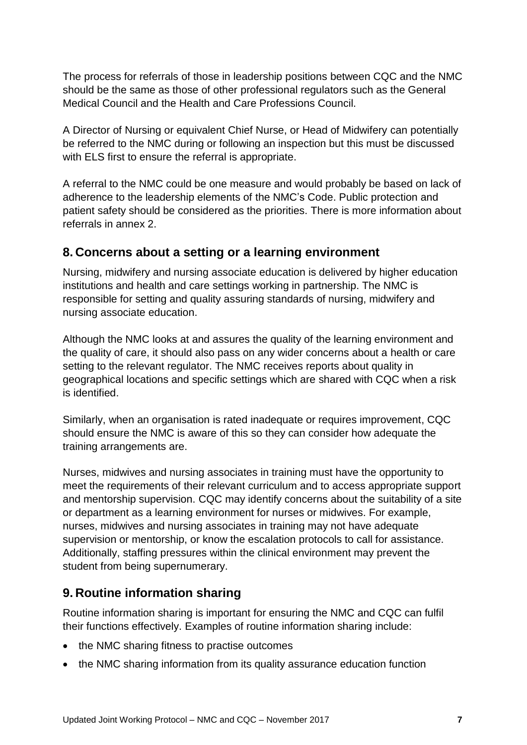The process for referrals of those in leadership positions between CQC and the NMC should be the same as those of other professional regulators such as the General Medical Council and the Health and Care Professions Council.

A Director of Nursing or equivalent Chief Nurse, or Head of Midwifery can potentially be referred to the NMC during or following an inspection but this must be discussed with ELS first to ensure the referral is appropriate.

A referral to the NMC could be one measure and would probably be based on lack of adherence to the leadership elements of the NMC's Code. Public protection and patient safety should be considered as the priorities. There is more information about referrals in annex 2.

## 8. Concerns about a setting or a learning environment

Nursing, midwifery and nursing associate education is delivered by higher education institutions and health and care settings working in partnership. The NMC is responsible for setting and quality assuring standards of nursing, midwifery and nursing associate education.

Although the NMC looks at and assures the quality of the learning environment and the quality of care, it should also pass on any wider concerns about a health or care setting to the relevant regulator. The NMC receives reports about quality in geographical locations and specific settings which are shared with CQC when a risk is identified.

Similarly, when an organisation is rated inadequate or requires improvement, CQC should ensure the NMC is aware of this so they can consider how adequate the training arrangements are.

Nurses, midwives and nursing associates in training must have the opportunity to meet the requirements of their relevant curriculum and to access appropriate support and mentorship supervision. CQC may identify concerns about the suitability of a site or department as a learning environment for nurses or midwives. For example, nurses, midwives and nursing associates in training may not have adequate supervision or mentorship, or know the escalation protocols to call for assistance. Additionally, staffing pressures within the clinical environment may prevent the student from being supernumerary.

## 9. Routine information sharing

Routine information sharing is important for ensuring the NMC and CQC can fulfil their functions effectively. Examples of routine information sharing include:

- the NMC sharing fitness to practise outcomes
- the NMC sharing information from its quality assurance education function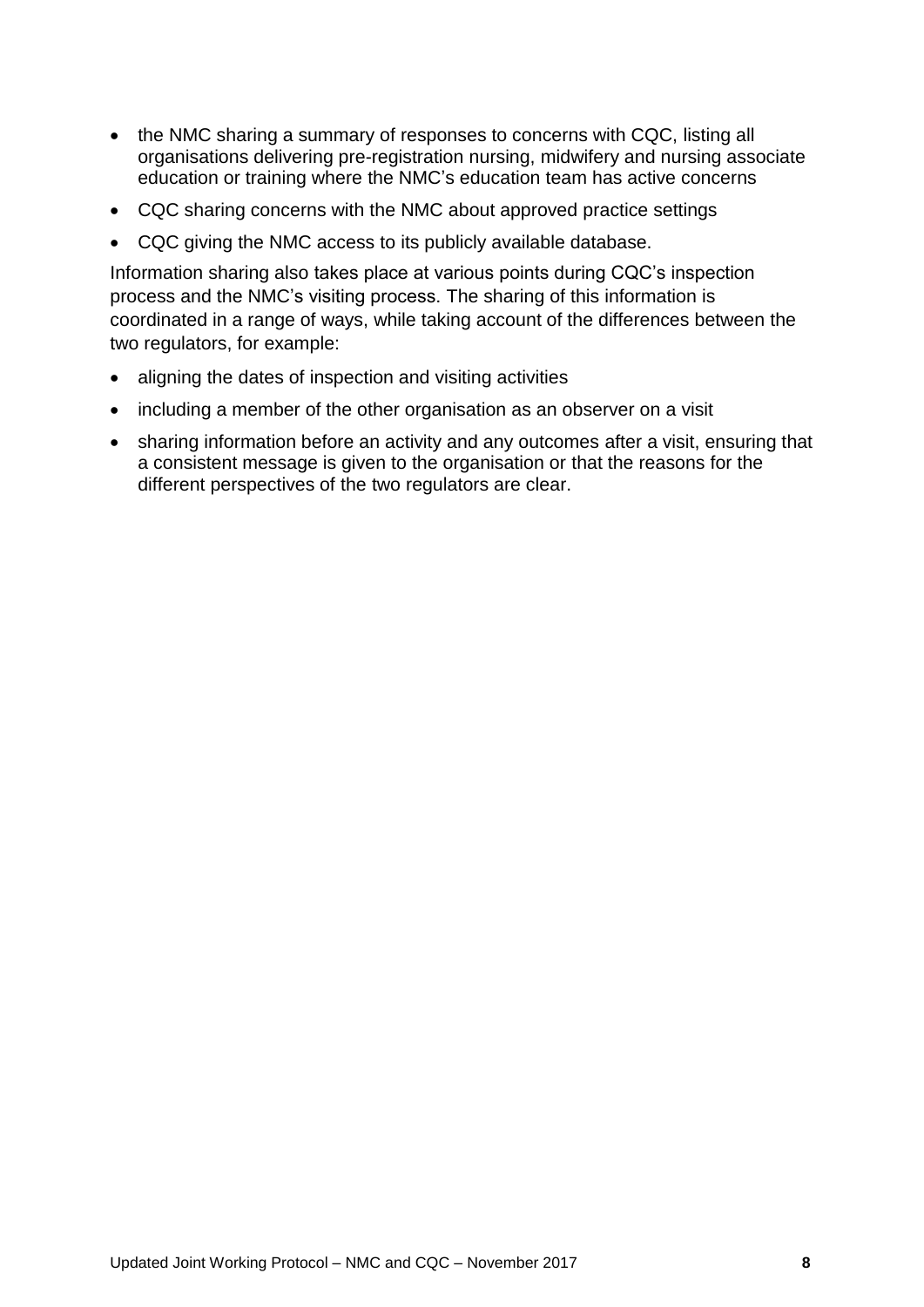- the NMC sharing a summary of responses to concerns with CQC, listing all organisations delivering pre-registration nursing, midwifery and nursing associate education or training where the NMC's education team has active concerns
- CQC sharing concerns with the NMC about approved practice settings
- CQC giving the NMC access to its publicly available database.

Information sharing also takes place at various points during CQC's inspection process and the NMC's visiting process. The sharing of this information is coordinated in a range of ways, while taking account of the differences between the two regulators, for example:

- aligning the dates of inspection and visiting activities
- including a member of the other organisation as an observer on a visit
- sharing information before an activity and any outcomes after a visit, ensuring that a consistent message is given to the organisation or that the reasons for the different perspectives of the two regulators are clear.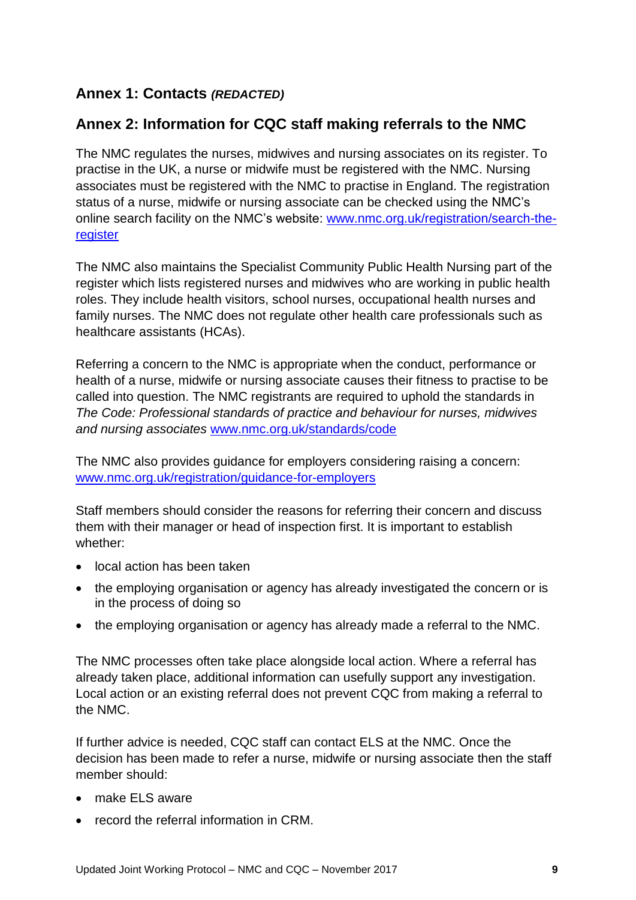## Annex 1: Contacts *(REDACTED)*

## Annex 2: Information for CQC staff making referrals to the NMC

The NMC regulates the nurses, midwives and nursing associates on its register. To practise in the UK, a nurse or midwife must be registered with the NMC. Nursing associates must be registered with the NMC to practise in England. The registration status of a nurse, midwife or nursing associate can be checked using the NMC's online search facility on the NMC's website: [www.nmc.org.uk/registration/search-the-register](www.nmc.org.uk/registration/search-the-register)

The NMC also maintains the Specialist Community Public Health Nursing part of the register which lists registered nurses and midwives who are working in public health roles. They include health visitors, school nurses, occupational health nurses and family nurses. The NMC does not regulate other health care professionals such as healthcare assistants (HCAs).

Referring a concern to the NMC is appropriate when the conduct, performance or health of a nurse, midwife or nursing associate causes their fitness to practise to be called into question. The NMC registrants are required to uphold the standards in *The Code: Professional standards of practice and behaviour for nurses, midwives and nursing associates* [www.nmc.org.uk/standards/code](www.nmc.org.uk/standards/code)

The NMC also provides guidance for employers considering raising a concern: [www.nmc.org.uk/registration/guidance-for-employers](www.nmc.org.uk/registration/guidance-for-employers)

Staff members should consider the reasons for referring their concern and discuss them with their manager or head of inspection first. It is important to establish whether:

- local action has been taken
- the employing organisation or agency has already investigated the concern or is in the process of doing so
- the employing organisation or agency has already made a referral to the NMC.

The NMC processes often take place alongside local action. Where a referral has already taken place, additional information can usefully support any investigation. Local action or an existing referral does not prevent CQC from making a referral to the NMC.

If further advice is needed, CQC staff can contact ELS at the NMC. Once the decision has been made to refer a nurse, midwife or nursing associate then the staff member should:

- make ELS aware
- record the referral information in CRM.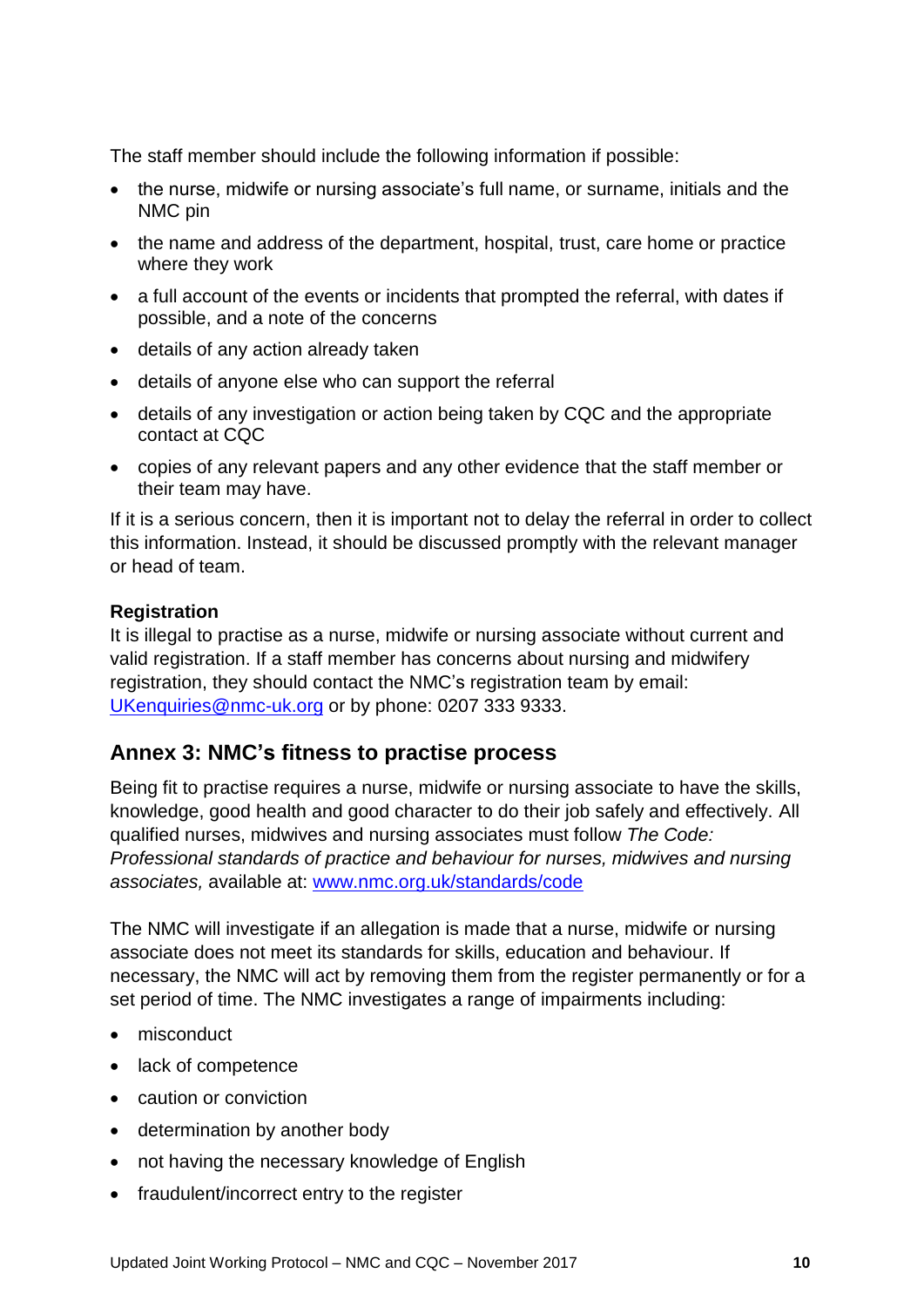The staff member should include the following information if possible:

- the nurse, midwife or nursing associate's full name, or surname, initials and the NMC pin
- the name and address of the department, hospital, trust, care home or practice where they work
- a full account of the events or incidents that prompted the referral, with dates if possible, and a note of the concerns
- details of any action already taken
- details of anyone else who can support the referral
- details of any investigation or action being taken by CQC and the appropriate contact at CQC
- copies of any relevant papers and any other evidence that the staff member or their team may have.

If it is a serious concern, then it is important not to delay the referral in order to collect this information. Instead, it should be discussed promptly with the relevant manager or head of team.

**Registration**
It is illegal to practise as a nurse, midwife or nursing associate without current and valid registration. If a staff member has concerns about nursing and midwifery registration, they should contact the NMC's registration team by email: UKenquiries@nmc-uk.org or by phone: 0207 333 9333.

## Annex 3: NMC's fitness to practise process

Being fit to practise requires a nurse, midwife or nursing associate to have the skills, knowledge, good health and good character to do their job safely and effectively. All qualified nurses, midwives and nursing associates must follow *The Code: Professional standards of practice and behaviour for nurses, midwives and nursing associates,* available at: www.nmc.org.uk/standards/code

The NMC will investigate if an allegation is made that a nurse, midwife or nursing associate does not meet its standards for skills, education and behaviour. If necessary, the NMC will act by removing them from the register permanently or for a set period of time. The NMC investigates a range of impairments including:

- misconduct
- lack of competence
- caution or conviction
- determination by another body
- not having the necessary knowledge of English
- fraudulent/incorrect entry to the register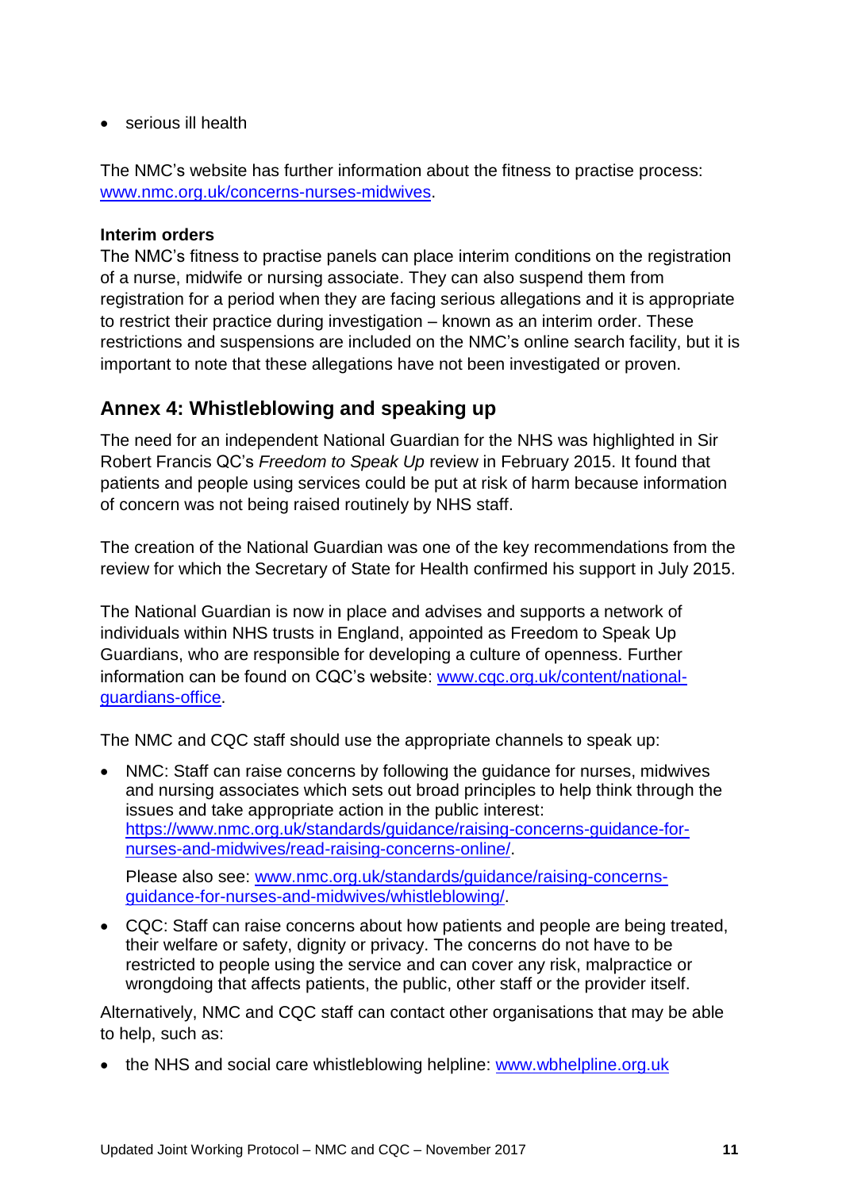- serious ill health

The NMC's website has further information about the fitness to practise process: [www.nmc.org.uk/concerns-nurses-midwives](www.nmc.org.uk/concerns-nurses-midwives).

**Interim orders**

The NMC's fitness to practise panels can place interim conditions on the registration of a nurse, midwife or nursing associate. They can also suspend them from registration for a period when they are facing serious allegations and it is appropriate to restrict their practice during investigation – known as an interim order. These restrictions and suspensions are included on the NMC's online search facility, but it is important to note that these allegations have not been investigated or proven.

## Annex 4: Whistleblowing and speaking up

The need for an independent National Guardian for the NHS was highlighted in Sir Robert Francis QC's *Freedom to Speak Up* review in February 2015. It found that patients and people using services could be put at risk of harm because information of concern was not being raised routinely by NHS staff.

The creation of the National Guardian was one of the key recommendations from the review for which the Secretary of State for Health confirmed his support in July 2015.

The National Guardian is now in place and advises and supports a network of individuals within NHS trusts in England, appointed as Freedom to Speak Up Guardians, who are responsible for developing a culture of openness. Further information can be found on CQC's website: [www.cqc.org.uk/content/national-guardians-office](www.cqc.org.uk/content/national-guardians-office).

The NMC and CQC staff should use the appropriate channels to speak up:

- NMC: Staff can raise concerns by following the guidance for nurses, midwives and nursing associates which sets out broad principles to help think through the issues and take appropriate action in the public interest: [https://www.nmc.org.uk/standards/guidance/raising-concerns-guidance-for-nurses-and-midwives/read-raising-concerns-online/](https://www.nmc.org.uk/standards/guidance/raising-concerns-guidance-for-nurses-and-midwives/read-raising-concerns-online/).

  Please also see: [www.nmc.org.uk/standards/guidance/raising-concerns-guidance-for-nurses-and-midwives/whistleblowing/](www.nmc.org.uk/standards/guidance/raising-concerns-guidance-for-nurses-and-midwives/whistleblowing/).

- CQC: Staff can raise concerns about how patients and people are being treated, their welfare or safety, dignity or privacy. The concerns do not have to be restricted to people using the service and can cover any risk, malpractice or wrongdoing that affects patients, the public, other staff or the provider itself.

Alternatively, NMC and CQC staff can contact other organisations that may be able to help, such as:

- the NHS and social care whistleblowing helpline: [www.wbhelpline.org.uk](www.wbhelpline.org.uk)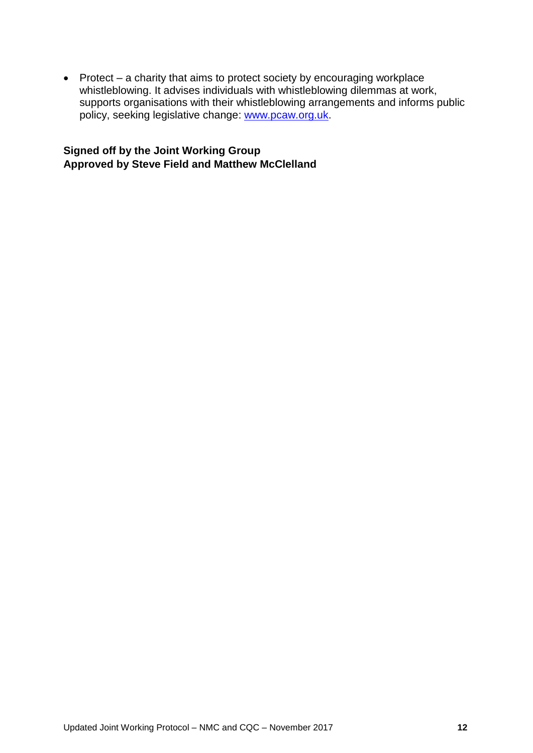- Protect – a charity that aims to protect society by encouraging workplace whistleblowing. It advises individuals with whistleblowing dilemmas at work, supports organisations with their whistleblowing arrangements and informs public policy, seeking legislative change: [www.pcaw.org.uk](www.pcaw.org.uk).

**Signed off by the Joint Working Group**
**Approved by Steve Field and Matthew McClelland**